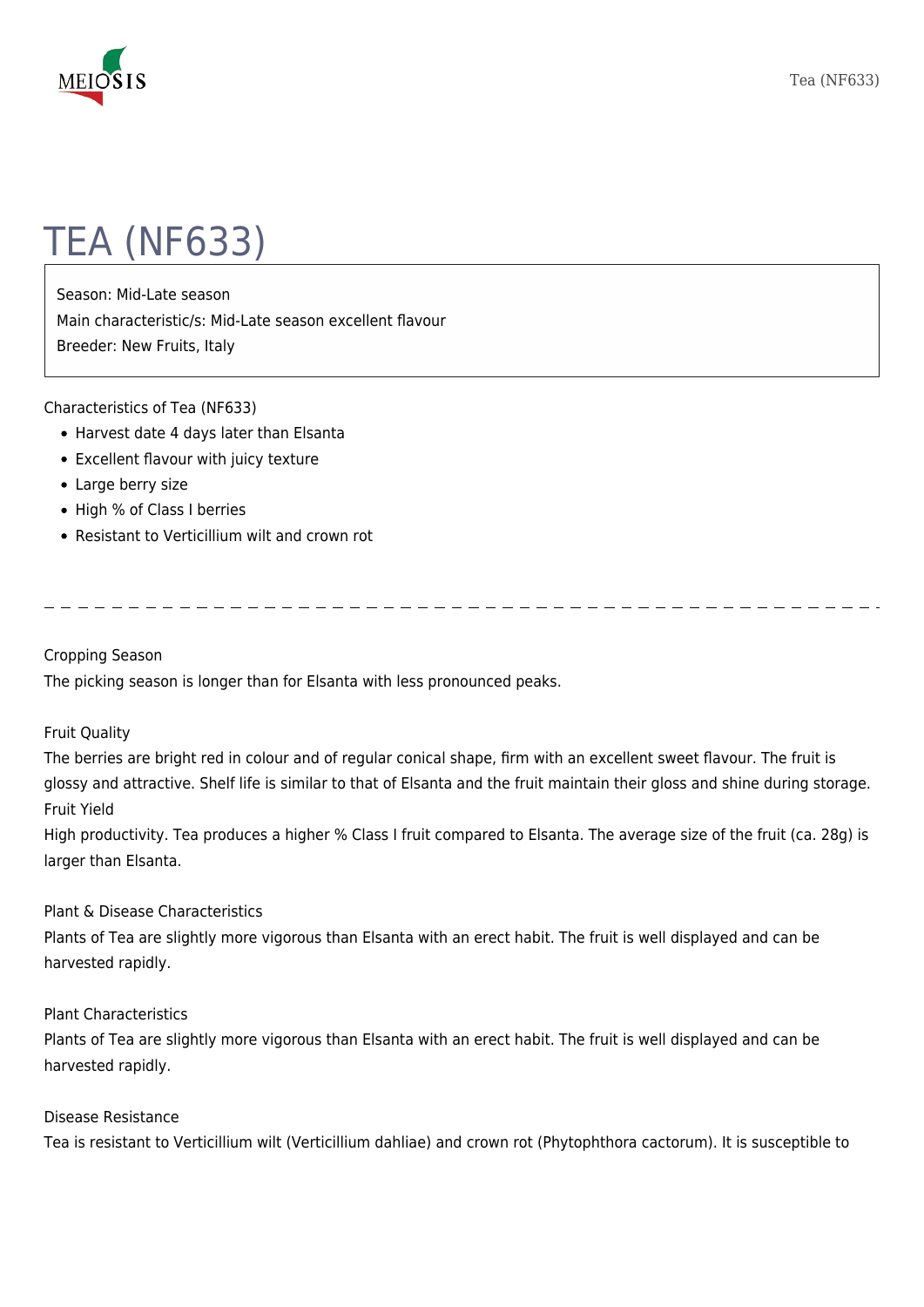# TEA (NF633)

Season: Mid-Late season
Main characteristic/s: Mid-Late season excellent flavour
Breeder: New Fruits, Italy

Characteristics of Tea (NF633)

- Harvest date 4 days later than Elsanta
- Excellent flavour with juicy texture
- Large berry size
- High % of Class I berries
- Resistant to Verticillium wilt and crown rot

---

Cropping Season

The picking season is longer than for Elsanta with less pronounced peaks.

Fruit Quality

The berries are bright red in colour and of regular conical shape, firm with an excellent sweet flavour. The fruit is glossy and attractive. Shelf life is similar to that of Elsanta and the fruit maintain their gloss and shine during storage.

Fruit Yield

High productivity. Tea produces a higher % Class I fruit compared to Elsanta. The average size of the fruit (ca. 28g) is larger than Elsanta.

Plant & Disease Characteristics

Plants of Tea are slightly more vigorous than Elsanta with an erect habit. The fruit is well displayed and can be harvested rapidly.

Plant Characteristics

Plants of Tea are slightly more vigorous than Elsanta with an erect habit. The fruit is well displayed and can be harvested rapidly.

Disease Resistance

Tea is resistant to Verticillium wilt (Verticillium dahliae) and crown rot (Phytophthora cactorum). It is susceptible to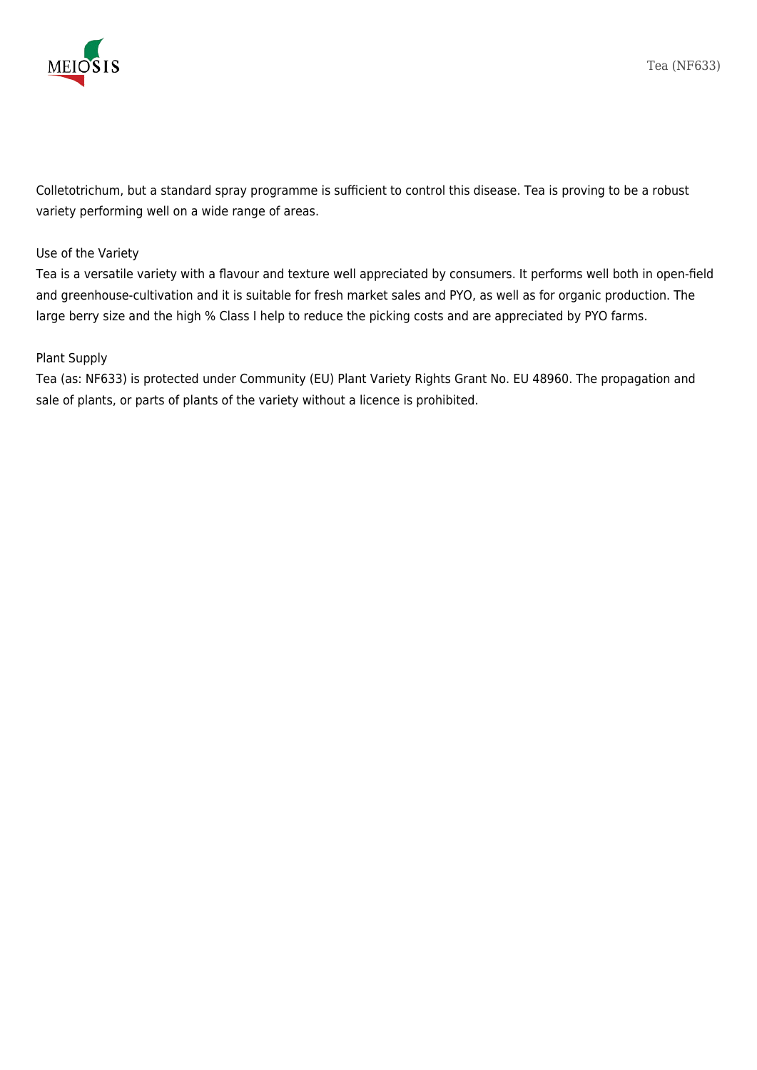Colletotrichum, but a standard spray programme is sufficient to control this disease. Tea is proving to be a robust variety performing well on a wide range of areas.

## Use of the Variety

Tea is a versatile variety with a flavour and texture well appreciated by consumers. It performs well both in open-field and greenhouse-cultivation and it is suitable for fresh market sales and PYO, as well as for organic production. The large berry size and the high % Class I help to reduce the picking costs and are appreciated by PYO farms.

## Plant Supply

Tea (as: NF633) is protected under Community (EU) Plant Variety Rights Grant No. EU 48960. The propagation and sale of plants, or parts of plants of the variety without a licence is prohibited.